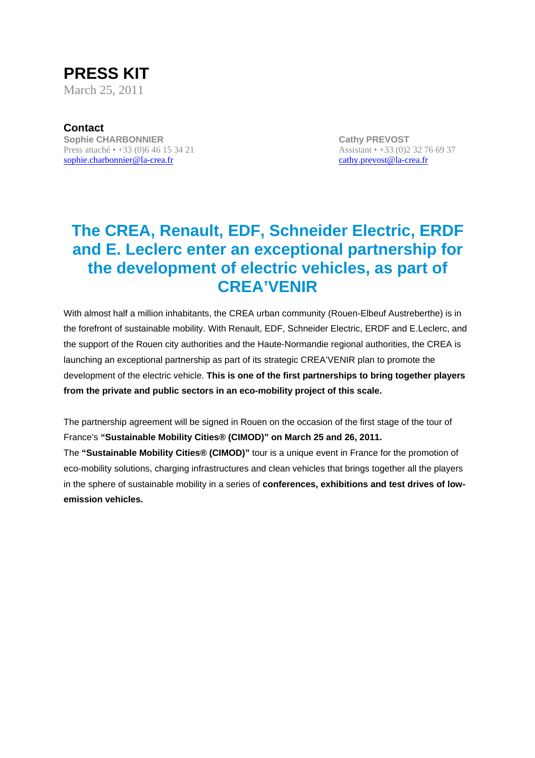# PRESS KIT

March 25, 2011

**Contact**

**Sophie CHARBONNIER**
Press attaché • +33 (0)6 46 15 34 21
sophie.charbonnier@la-crea.fr

**Cathy PREVOST**
Assistant • +33 (0)2 32 76 69 37
cathy.prevost@la-crea.fr

## The CREA, Renault, EDF, Schneider Electric, ERDF and E. Leclerc enter an exceptional partnership for the development of electric vehicles, as part of CREA'VENIR

With almost half a million inhabitants, the CREA urban community (Rouen-Elbeuf Austreberthe) is in the forefront of sustainable mobility. With Renault, EDF, Schneider Electric, ERDF and E.Leclerc, and the support of the Rouen city authorities and the Haute-Normandie regional authorities, the CREA is launching an exceptional partnership as part of its strategic CREA'VENIR plan to promote the development of the electric vehicle. **This is one of the first partnerships to bring together players from the private and public sectors in an eco-mobility project of this scale.**

The partnership agreement will be signed in Rouen on the occasion of the first stage of the tour of France's **"Sustainable Mobility Cities® (CIMOD)" on March 25 and 26, 2011.**

The **"Sustainable Mobility Cities® (CIMOD)"** tour is a unique event in France for the promotion of eco-mobility solutions, charging infrastructures and clean vehicles that brings together all the players in the sphere of sustainable mobility in a series of **conferences, exhibitions and test drives of low-emission vehicles.**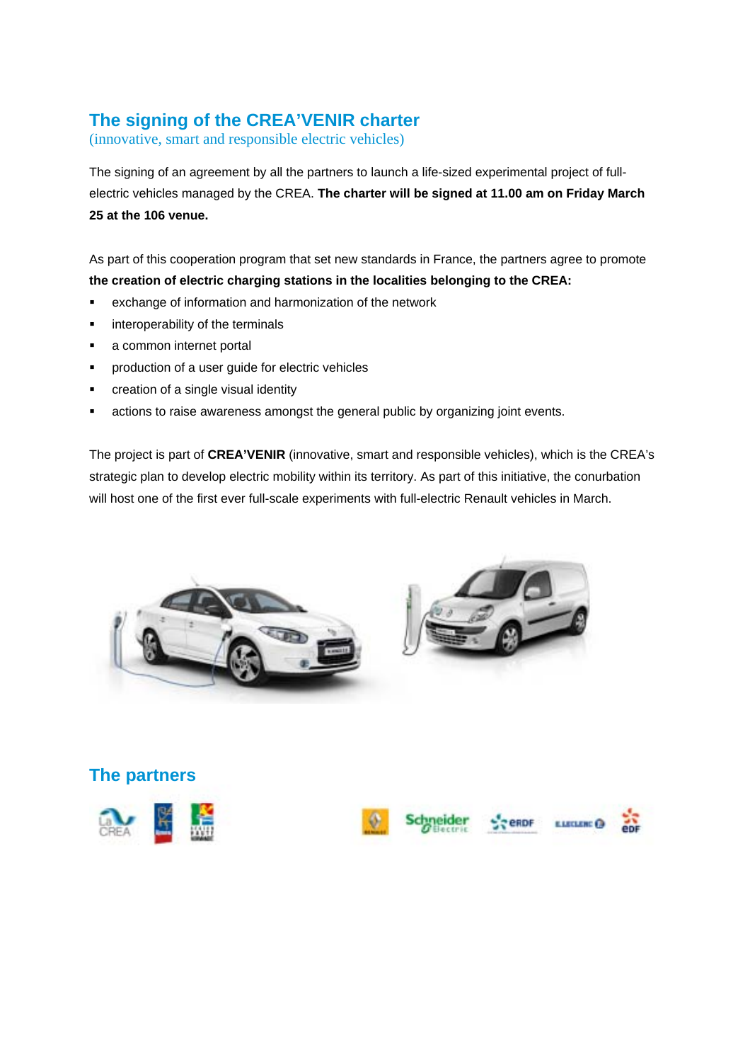## The signing of the CREA'VENIR charter

(innovative, smart and responsible electric vehicles)

The signing of an agreement by all the partners to launch a life-sized experimental project of full-electric vehicles managed by the CREA. **The charter will be signed at 11.00 am on Friday March 25 at the 106 venue.**

As part of this cooperation program that set new standards in France, the partners agree to promote **the creation of electric charging stations in the localities belonging to the CREA:**

- exchange of information and harmonization of the network
- interoperability of the terminals
- a common internet portal
- production of a user guide for electric vehicles
- creation of a single visual identity
- actions to raise awareness amongst the general public by organizing joint events.

The project is part of **CREA'VENIR** (innovative, smart and responsible vehicles), which is the CREA's strategic plan to develop electric mobility within its territory. As part of this initiative, the conurbation will host one of the first ever full-scale experiments with full-electric Renault vehicles in March.

## The partners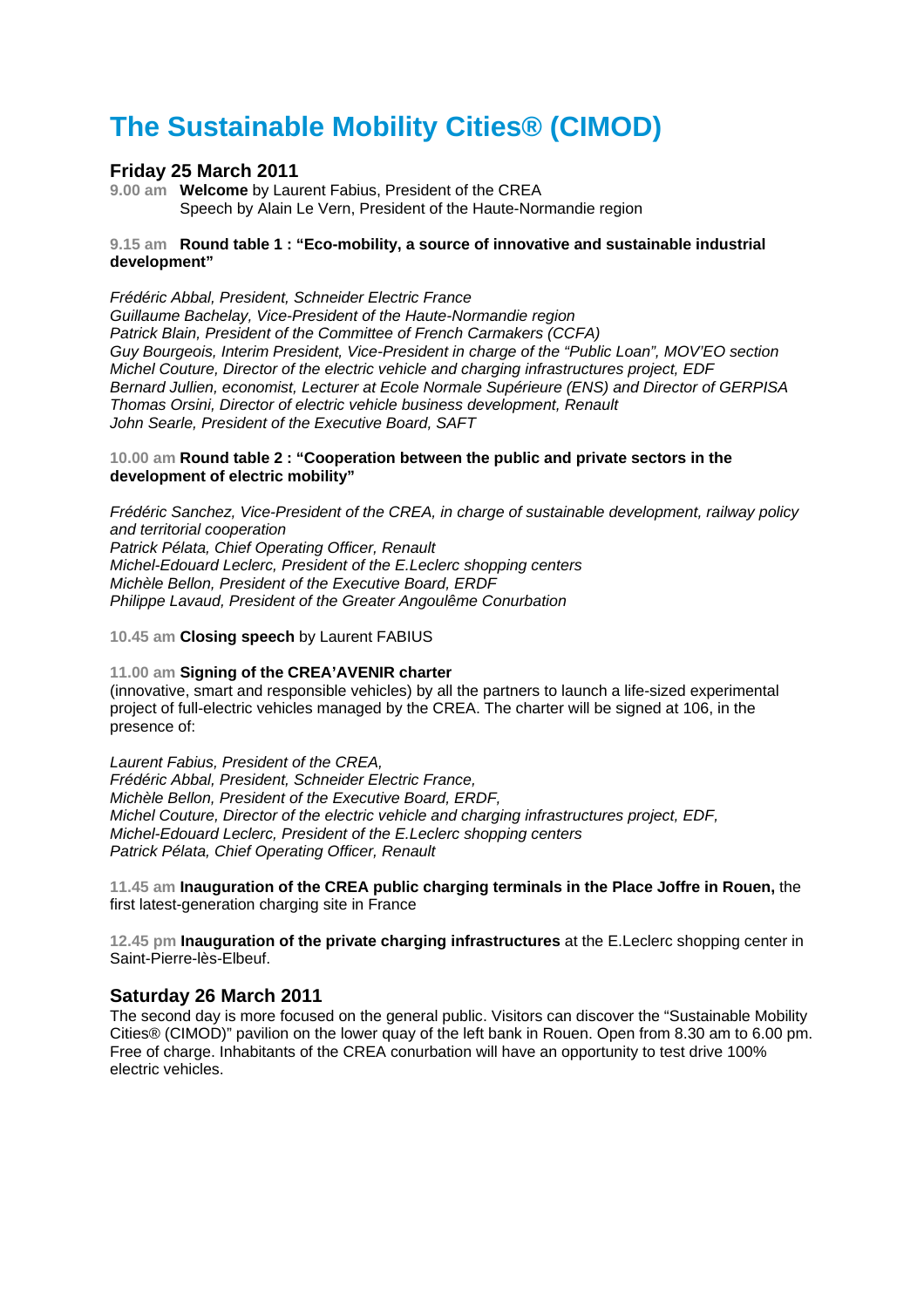# The Sustainable Mobility Cities® (CIMOD)

## Friday 25 March 2011

**9.00 am** **Welcome** by Laurent Fabius, President of the CREA
Speech by Alain Le Vern, President of the Haute-Normandie region

**9.15 am** **Round table 1 : "Eco-mobility, a source of innovative and sustainable industrial development"**

*Frédéric Abbal, President, Schneider Electric France*
*Guillaume Bachelay, Vice-President of the Haute-Normandie region*
*Patrick Blain, President of the Committee of French Carmakers (CCFA)*
*Guy Bourgeois, Interim President, Vice-President in charge of the "Public Loan", MOV'EO section*
*Michel Couture, Director of the electric vehicle and charging infrastructures project, EDF*
*Bernard Jullien, economist, Lecturer at Ecole Normale Supérieure (ENS) and Director of GERPISA*
*Thomas Orsini, Director of electric vehicle business development, Renault*
*John Searle, President of the Executive Board, SAFT*

**10.00 am** **Round table 2 : "Cooperation between the public and private sectors in the development of electric mobility"**

*Frédéric Sanchez, Vice-President of the CREA, in charge of sustainable development, railway policy and territorial cooperation*
*Patrick Pélata, Chief Operating Officer, Renault*
*Michel-Edouard Leclerc, President of the E.Leclerc shopping centers*
*Michèle Bellon, President of the Executive Board, ERDF*
*Philippe Lavaud, President of the Greater Angoulême Conurbation*

**10.45 am** **Closing speech** by Laurent FABIUS

**11.00 am** **Signing of the CREA'AVENIR charter**
(innovative, smart and responsible vehicles) by all the partners to launch a life-sized experimental project of full-electric vehicles managed by the CREA. The charter will be signed at 106, in the presence of:

*Laurent Fabius, President of the CREA,*
*Frédéric Abbal, President, Schneider Electric France,*
*Michèle Bellon, President of the Executive Board, ERDF,*
*Michel Couture, Director of the electric vehicle and charging infrastructures project, EDF,*
*Michel-Edouard Leclerc, President of the E.Leclerc shopping centers*
*Patrick Pélata, Chief Operating Officer, Renault*

**11.45 am** **Inauguration of the CREA public charging terminals in the Place Joffre in Rouen,** the first latest-generation charging site in France

**12.45 pm** **Inauguration of the private charging infrastructures** at the E.Leclerc shopping center in Saint-Pierre-lès-Elbeuf.

## Saturday 26 March 2011

The second day is more focused on the general public. Visitors can discover the "Sustainable Mobility Cities® (CIMOD)" pavilion on the lower quay of the left bank in Rouen. Open from 8.30 am to 6.00 pm. Free of charge. Inhabitants of the CREA conurbation will have an opportunity to test drive 100% electric vehicles.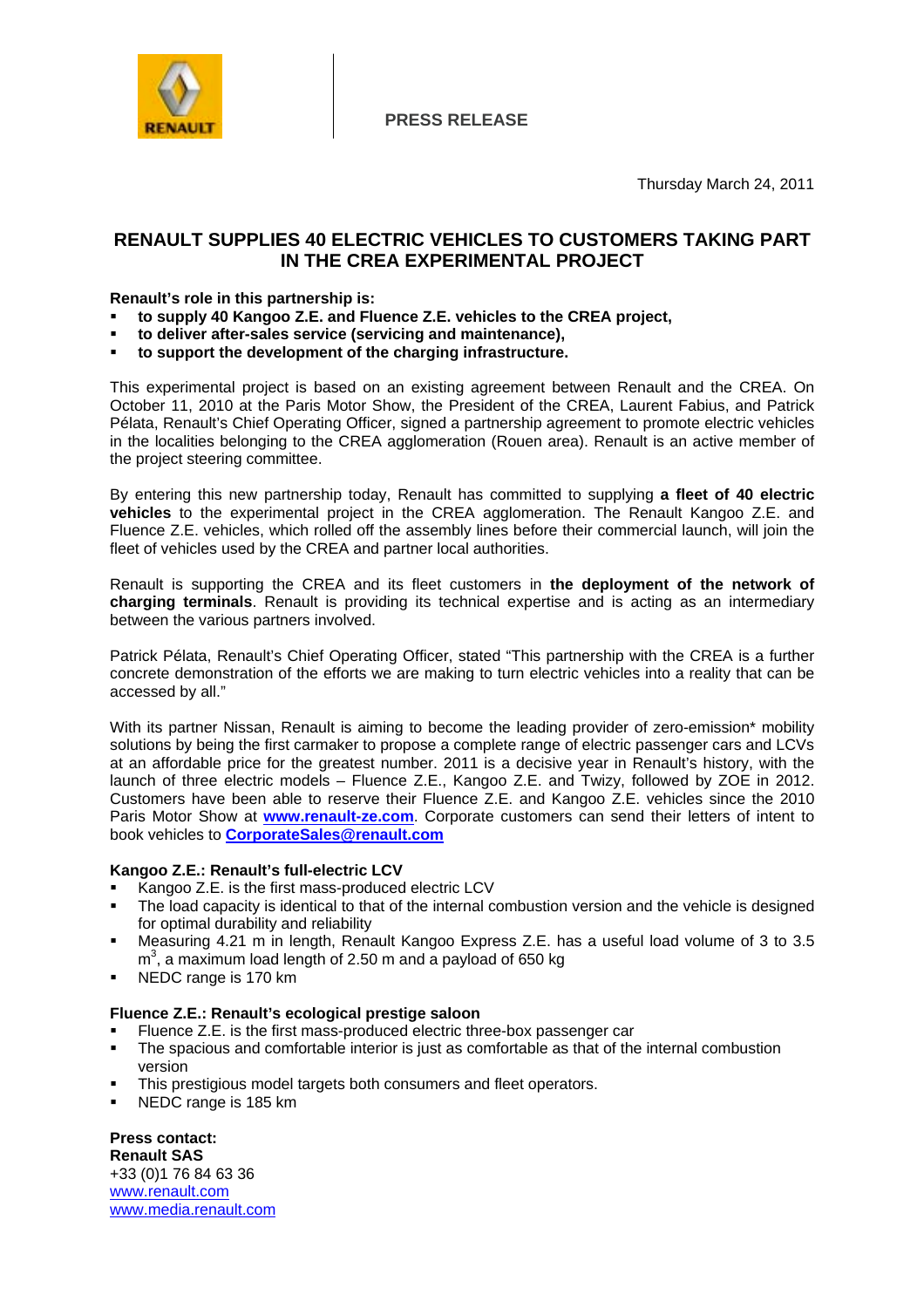**PRESS RELEASE**

Thursday March 24, 2011

# RENAULT SUPPLIES 40 ELECTRIC VEHICLES TO CUSTOMERS TAKING PART IN THE CREA EXPERIMENTAL PROJECT

**Renault's role in this partnership is:**

- **to supply 40 Kangoo Z.E. and Fluence Z.E. vehicles to the CREA project,**
- **to deliver after-sales service (servicing and maintenance),**
- **to support the development of the charging infrastructure.**

This experimental project is based on an existing agreement between Renault and the CREA. On October 11, 2010 at the Paris Motor Show, the President of the CREA, Laurent Fabius, and Patrick Pélata, Renault's Chief Operating Officer, signed a partnership agreement to promote electric vehicles in the localities belonging to the CREA agglomeration (Rouen area). Renault is an active member of the project steering committee.

By entering this new partnership today, Renault has committed to supplying **a fleet of 40 electric vehicles** to the experimental project in the CREA agglomeration. The Renault Kangoo Z.E. and Fluence Z.E. vehicles, which rolled off the assembly lines before their commercial launch, will join the fleet of vehicles used by the CREA and partner local authorities.

Renault is supporting the CREA and its fleet customers in **the deployment of the network of charging terminals**. Renault is providing its technical expertise and is acting as an intermediary between the various partners involved.

Patrick Pélata, Renault's Chief Operating Officer, stated "This partnership with the CREA is a further concrete demonstration of the efforts we are making to turn electric vehicles into a reality that can be accessed by all."

With its partner Nissan, Renault is aiming to become the leading provider of zero-emission* mobility solutions by being the first carmaker to propose a complete range of electric passenger cars and LCVs at an affordable price for the greatest number. 2011 is a decisive year in Renault's history, with the launch of three electric models – Fluence Z.E., Kangoo Z.E. and Twizy, followed by ZOE in 2012. Customers have been able to reserve their Fluence Z.E. and Kangoo Z.E. vehicles since the 2010 Paris Motor Show at **www.renault-ze.com**. Corporate customers can send their letters of intent to book vehicles to **CorporateSales@renault.com**

### Kangoo Z.E.: Renault's full-electric LCV

- Kangoo Z.E. is the first mass-produced electric LCV
- The load capacity is identical to that of the internal combustion version and the vehicle is designed for optimal durability and reliability
- Measuring 4.21 m in length, Renault Kangoo Express Z.E. has a useful load volume of 3 to 3.5 $m^3$, a maximum load length of 2.50 m and a payload of 650 kg
- NEDC range is 170 km

### Fluence Z.E.: Renault's ecological prestige saloon

- Fluence Z.E. is the first mass-produced electric three-box passenger car
- The spacious and comfortable interior is just as comfortable as that of the internal combustion version
- This prestigious model targets both consumers and fleet operators.
- NEDC range is 185 km

**Press contact:**
**Renault SAS**
+33 (0)1 76 84 63 36
www.renault.com
www.media.renault.com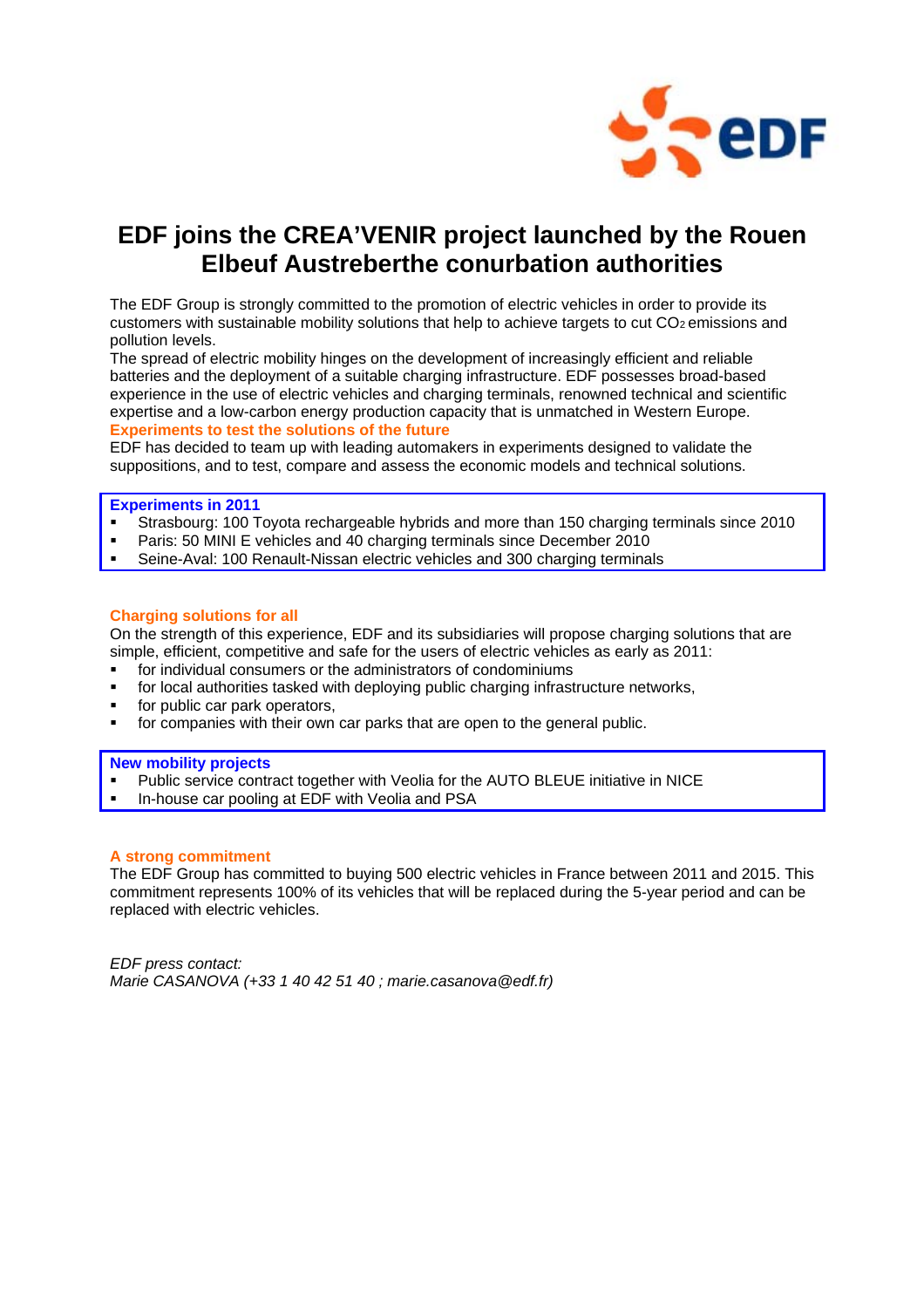# EDF joins the CREA'VENIR project launched by the Rouen Elbeuf Austreberthe conurbation authorities

The EDF Group is strongly committed to the promotion of electric vehicles in order to provide its customers with sustainable mobility solutions that help to achieve targets to cut $CO_2$ emissions and pollution levels.

The spread of electric mobility hinges on the development of increasingly efficient and reliable batteries and the deployment of a suitable charging infrastructure. EDF possesses broad-based experience in the use of electric vehicles and charging terminals, renowned technical and scientific expertise and a low-carbon energy production capacity that is unmatched in Western Europe.

### Experiments to test the solutions of the future

EDF has decided to team up with leading automakers in experiments designed to validate the suppositions, and to test, compare and assess the economic models and technical solutions.

**Experiments in 2011**

- Strasbourg: 100 Toyota rechargeable hybrids and more than 150 charging terminals since 2010
- Paris: 50 MINI E vehicles and 40 charging terminals since December 2010
- Seine-Aval: 100 Renault-Nissan electric vehicles and 300 charging terminals

### Charging solutions for all

On the strength of this experience, EDF and its subsidiaries will propose charging solutions that are simple, efficient, competitive and safe for the users of electric vehicles as early as 2011:

- for individual consumers or the administrators of condominiums
- for local authorities tasked with deploying public charging infrastructure networks,
- for public car park operators,
- for companies with their own car parks that are open to the general public.

**New mobility projects**

- Public service contract together with Veolia for the AUTO BLEUE initiative in NICE
- In-house car pooling at EDF with Veolia and PSA

### A strong commitment

The EDF Group has committed to buying 500 electric vehicles in France between 2011 and 2015. This commitment represents 100% of its vehicles that will be replaced during the 5-year period and can be replaced with electric vehicles.

*EDF press contact:*
*Marie CASANOVA (+33 1 40 42 51 40 ; marie.casanova@edf.fr)*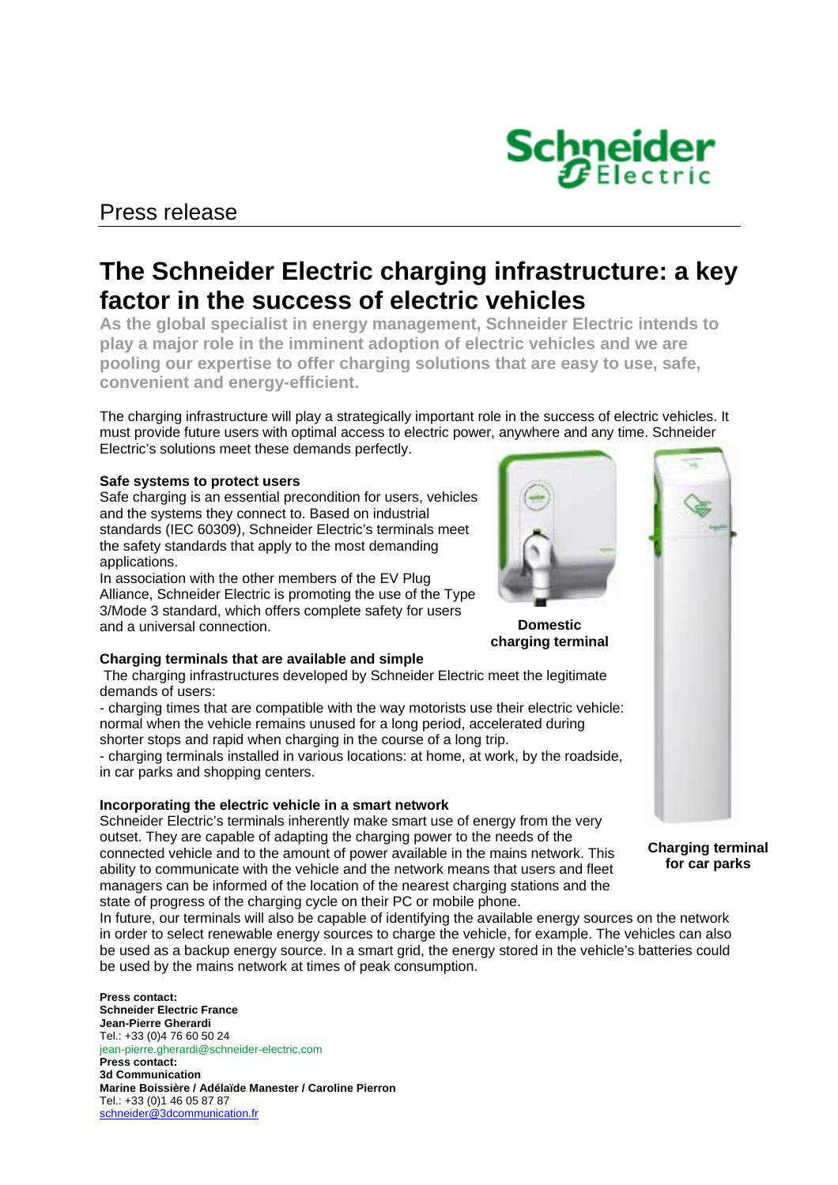Press release

# The Schneider Electric charging infrastructure: a key factor in the success of electric vehicles

**As the global specialist in energy management, Schneider Electric intends to play a major role in the imminent adoption of electric vehicles and we are pooling our expertise to offer charging solutions that are easy to use, safe, convenient and energy-efficient.**

The charging infrastructure will play a strategically important role in the success of electric vehicles. It must provide future users with optimal access to electric power, anywhere and any time. Schneider Electric's solutions meet these demands perfectly.

### Safe systems to protect users

Safe charging is an essential precondition for users, vehicles and the systems they connect to. Based on industrial standards (IEC 60309), Schneider Electric's terminals meet the safety standards that apply to the most demanding applications.

In association with the other members of the EV Plug Alliance, Schneider Electric is promoting the use of the Type 3/Mode 3 standard, which offers complete safety for users and a universal connection.

**Domestic charging terminal**

### Charging terminals that are available and simple

The charging infrastructures developed by Schneider Electric meet the legitimate demands of users:

- charging times that are compatible with the way motorists use their electric vehicle: normal when the vehicle remains unused for a long period, accelerated during shorter stops and rapid when charging in the course of a long trip.
- charging terminals installed in various locations: at home, at work, by the roadside, in car parks and shopping centers.

### Incorporating the electric vehicle in a smart network

Schneider Electric's terminals inherently make smart use of energy from the very outset. They are capable of adapting the charging power to the needs of the connected vehicle and to the amount of power available in the mains network. This ability to communicate with the vehicle and the network means that users and fleet managers can be informed of the location of the nearest charging stations and the state of progress of the charging cycle on their PC or mobile phone.

In future, our terminals will also be capable of identifying the available energy sources on the network in order to select renewable energy sources to charge the vehicle, for example. The vehicles can also be used as a backup energy source. In a smart grid, the energy stored in the vehicle's batteries could be used by the mains network at times of peak consumption.

**Charging terminal for car parks**

**Press contact:**
**Schneider Electric France**
**Jean-Pierre Gherardi**
Tel.: +33 (0)4 76 60 50 24
jean-pierre.gherardi@schneider-electric.com
**Press contact:**
**3d Communication**
**Marine Boissière / Adélaïde Manester / Caroline Pierron**
Tel.: +33 (0)1 46 05 87 87
schneider@3dcommunication.fr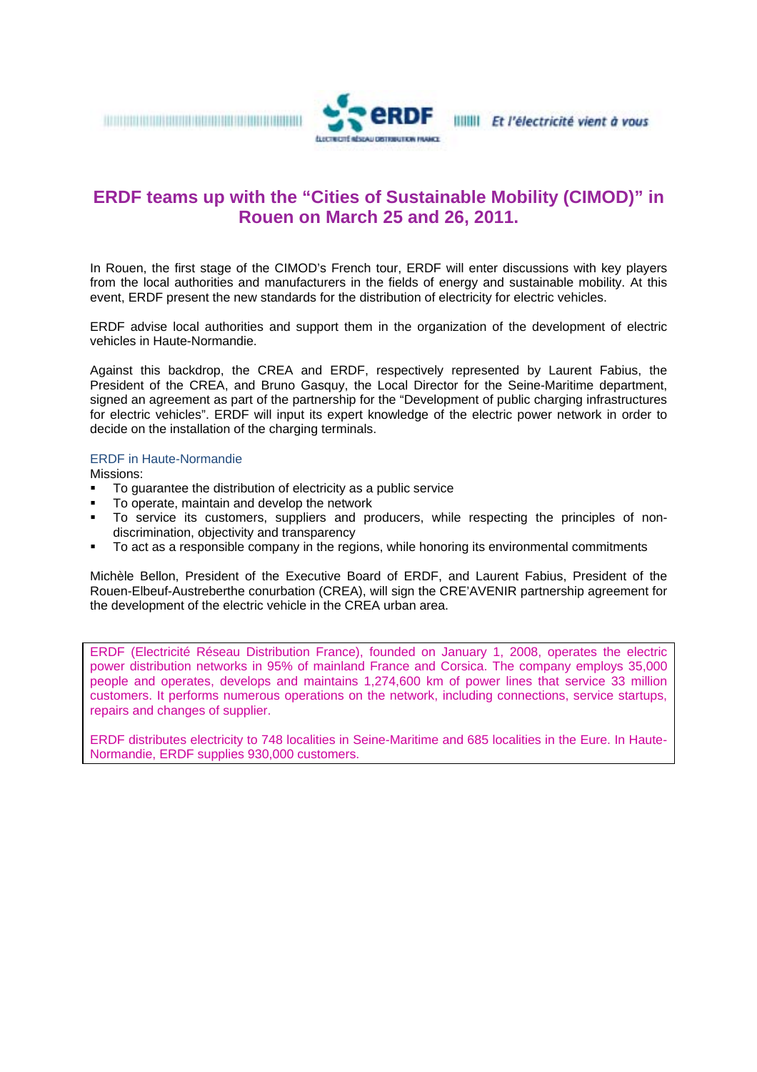ERDF — ÉLECTRICITÉ RÉSEAU DISTRIBUTION FRANCE — Et l'électricité vient à vous

# ERDF teams up with the "Cities of Sustainable Mobility (CIMOD)" in Rouen on March 25 and 26, 2011.

In Rouen, the first stage of the CIMOD's French tour, ERDF will enter discussions with key players from the local authorities and manufacturers in the fields of energy and sustainable mobility. At this event, ERDF present the new standards for the distribution of electricity for electric vehicles.

ERDF advise local authorities and support them in the organization of the development of electric vehicles in Haute-Normandie.

Against this backdrop, the CREA and ERDF, respectively represented by Laurent Fabius, the President of the CREA, and Bruno Gasquy, the Local Director for the Seine-Maritime department, signed an agreement as part of the partnership for the "Development of public charging infrastructures for electric vehicles". ERDF will input its expert knowledge of the electric power network in order to decide on the installation of the charging terminals.

### ERDF in Haute-Normandie

Missions:

- To guarantee the distribution of electricity as a public service
- To operate, maintain and develop the network
- To service its customers, suppliers and producers, while respecting the principles of non-discrimination, objectivity and transparency
- To act as a responsible company in the regions, while honoring its environmental commitments

Michèle Bellon, President of the Executive Board of ERDF, and Laurent Fabius, President of the Rouen-Elbeuf-Austreberthe conurbation (CREA), will sign the CRE'AVENIR partnership agreement for the development of the electric vehicle in the CREA urban area.

ERDF (Electricité Réseau Distribution France), founded on January 1, 2008, operates the electric power distribution networks in 95% of mainland France and Corsica. The company employs 35,000 people and operates, develops and maintains 1,274,600 km of power lines that service 33 million customers. It performs numerous operations on the network, including connections, service startups, repairs and changes of supplier.

ERDF distributes electricity to 748 localities in Seine-Maritime and 685 localities in the Eure. In Haute-Normandie, ERDF supplies 930,000 customers.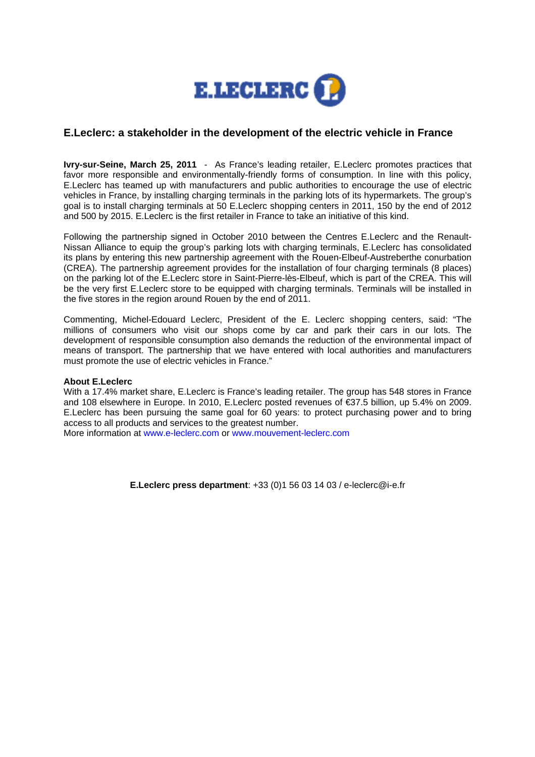# E.Leclerc: a stakeholder in the development of the electric vehicle in France

**Ivry-sur-Seine, March 25, 2011** - As France's leading retailer, E.Leclerc promotes practices that favor more responsible and environmentally-friendly forms of consumption. In line with this policy, E.Leclerc has teamed up with manufacturers and public authorities to encourage the use of electric vehicles in France, by installing charging terminals in the parking lots of its hypermarkets. The group's goal is to install charging terminals at 50 E.Leclerc shopping centers in 2011, 150 by the end of 2012 and 500 by 2015. E.Leclerc is the first retailer in France to take an initiative of this kind.

Following the partnership signed in October 2010 between the Centres E.Leclerc and the Renault-Nissan Alliance to equip the group's parking lots with charging terminals, E.Leclerc has consolidated its plans by entering this new partnership agreement with the Rouen-Elbeuf-Austreberthe conurbation (CREA). The partnership agreement provides for the installation of four charging terminals (8 places) on the parking lot of the E.Leclerc store in Saint-Pierre-lès-Elbeuf, which is part of the CREA. This will be the very first E.Leclerc store to be equipped with charging terminals. Terminals will be installed in the five stores in the region around Rouen by the end of 2011.

Commenting, Michel-Edouard Leclerc, President of the E. Leclerc shopping centers, said: "The millions of consumers who visit our shops come by car and park their cars in our lots. The development of responsible consumption also demands the reduction of the environmental impact of means of transport. The partnership that we have entered with local authorities and manufacturers must promote the use of electric vehicles in France."

**About E.Leclerc**

With a 17.4% market share, E.Leclerc is France's leading retailer. The group has 548 stores in France and 108 elsewhere in Europe. In 2010, E.Leclerc posted revenues of €37.5 billion, up 5.4% on 2009. E.Leclerc has been pursuing the same goal for 60 years: to protect purchasing power and to bring access to all products and services to the greatest number.
More information at www.e-leclerc.com or www.mouvement-leclerc.com

**E.Leclerc press department**: +33 (0)1 56 03 14 03 / e-leclerc@i-e.fr